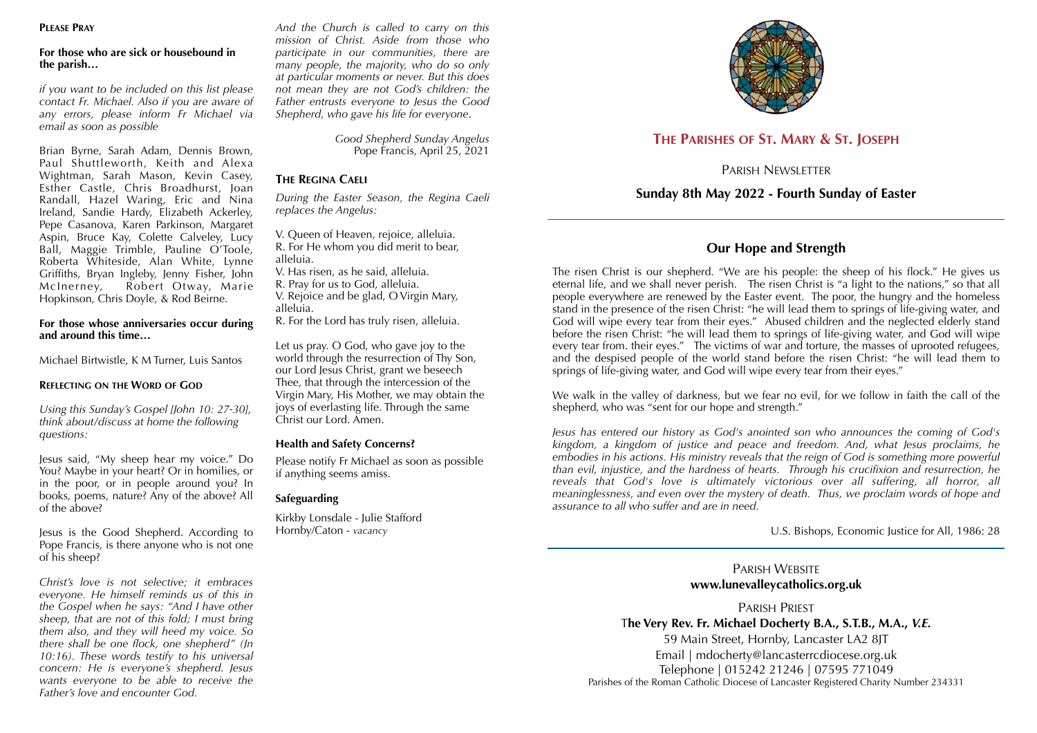## Please Pray

**For those who are sick or housebound in the parish…**

*if you want to be included on this list please contact Fr. Michael. Also if you are aware of any errors, please inform Fr Michael via email as soon as possible*

Brian Byrne, Sarah Adam, Dennis Brown, Paul Shuttleworth, Keith and Alexa Wightman, Sarah Mason, Kevin Casey, Esther Castle, Chris Broadhurst, Joan Randall, Hazel Waring, Eric and Nina Ireland, Sandie Hardy, Elizabeth Ackerley, Pepe Casanova, Karen Parkinson, Margaret Aspin, Bruce Kay, Colette Calveley, Lucy Ball, Maggie Trimble, Pauline O'Toole, Roberta Whiteside, Alan White, Lynne Griffiths, Bryan Ingleby, Jenny Fisher, John McInerney, Robert Otway, Marie Hopkinson, Chris Doyle, & Rod Beirne.

**For those whose anniversaries occur during and around this time…**

Michael Birtwistle, K M Turner, Luis Santos

## Reflecting on the Word of God

*Using this Sunday's Gospel [John 10: 27-30], think about/discuss at home the following questions:*

Jesus said, "My sheep hear my voice." Do You? Maybe in your heart? Or in homilies, or in the poor, or in people around you? In books, poems, nature? Any of the above? All of the above?

Jesus is the Good Shepherd. According to Pope Francis, is there anyone who is not one of his sheep?

*Christ's love is not selective; it embraces everyone. He himself reminds us of this in the Gospel when he says: "And I have other sheep, that are not of this fold; I must bring them also, and they will heed my voice. So there shall be one flock, one shepherd" (Jn 10:16). These words testify to his universal concern: He is everyone's shepherd. Jesus wants everyone to be able to receive the Father's love and encounter God.*

*And the Church is called to carry on this mission of Christ. Aside from those who participate in our communities, there are many people, the majority, who do so only at particular moments or never. But this does not mean they are not God's children: the Father entrusts everyone to Jesus the Good Shepherd, who gave his life for everyone.*

*Good Shepherd Sunday Angelus*
Pope Francis, April 25, 2021

## The Regina Caeli

*During the Easter Season, the Regina Caeli replaces the Angelus:*

V. Queen of Heaven, rejoice, alleluia.
R. For He whom you did merit to bear, alleluia.
V. Has risen, as he said, alleluia.
R. Pray for us to God, alleluia.
V. Rejoice and be glad, O Virgin Mary, alleluia.
R. For the Lord has truly risen, alleluia.

Let us pray. O God, who gave joy to the world through the resurrection of Thy Son, our Lord Jesus Christ, grant we beseech Thee, that through the intercession of the Virgin Mary, His Mother, we may obtain the joys of everlasting life. Through the same Christ our Lord. Amen.

### Health and Safety Concerns?

Please notify Fr Michael as soon as possible if anything seems amiss.

### Safeguarding

Kirkby Lonsdale - Julie Stafford
Hornby/Caton - *vacancy*

# The Parishes of St. Mary & St. Joseph

Parish Newsletter

**Sunday 8th May 2022 - Fourth Sunday of Easter**

## Our Hope and Strength

The risen Christ is our shepherd. "We are his people: the sheep of his flock." He gives us eternal life, and we shall never perish. The risen Christ is "a light to the nations," so that all people everywhere are renewed by the Easter event. The poor, the hungry and the homeless stand in the presence of the risen Christ: "he will lead them to springs of life-giving water, and God will wipe every tear from their eyes." Abused children and the neglected elderly stand before the risen Christ: "he will lead them to springs of life-giving water, and God will wipe every tear from. their eyes." The victims of war and torture, the masses of uprooted refugees, and the despised people of the world stand before the risen Christ: "he will lead them to springs of life-giving water, and God will wipe every tear from their eyes."

We walk in the valley of darkness, but we fear no evil, for we follow in faith the call of the shepherd, who was "sent for our hope and strength."

*Jesus has entered our history as God's anointed son who announces the coming of God's kingdom, a kingdom of justice and peace and freedom. And, what Jesus proclaims, he embodies in his actions. His ministry reveals that the reign of God is something more powerful than evil, injustice, and the hardness of hearts. Through his crucifixion and resurrection, he reveals that God's love is ultimately victorious over all suffering, all horror, all meaninglessness, and even over the mystery of death. Thus, we proclaim words of hope and assurance to all who suffer and are in need.*

U.S. Bishops, Economic Justice for All, 1986: 28

Parish Website
**www.lunevalleycatholics.org.uk**

Parish Priest
**The Very Rev. Fr. Michael Docherty B.A., S.T.B., M.A., *V.E.***
59 Main Street, Hornby, Lancaster LA2 8JT
Email | mdocherty@lancasterrcdiocese.org.uk
Telephone | 015242 21246 | 07595 771049
Parishes of the Roman Catholic Diocese of Lancaster Registered Charity Number 234331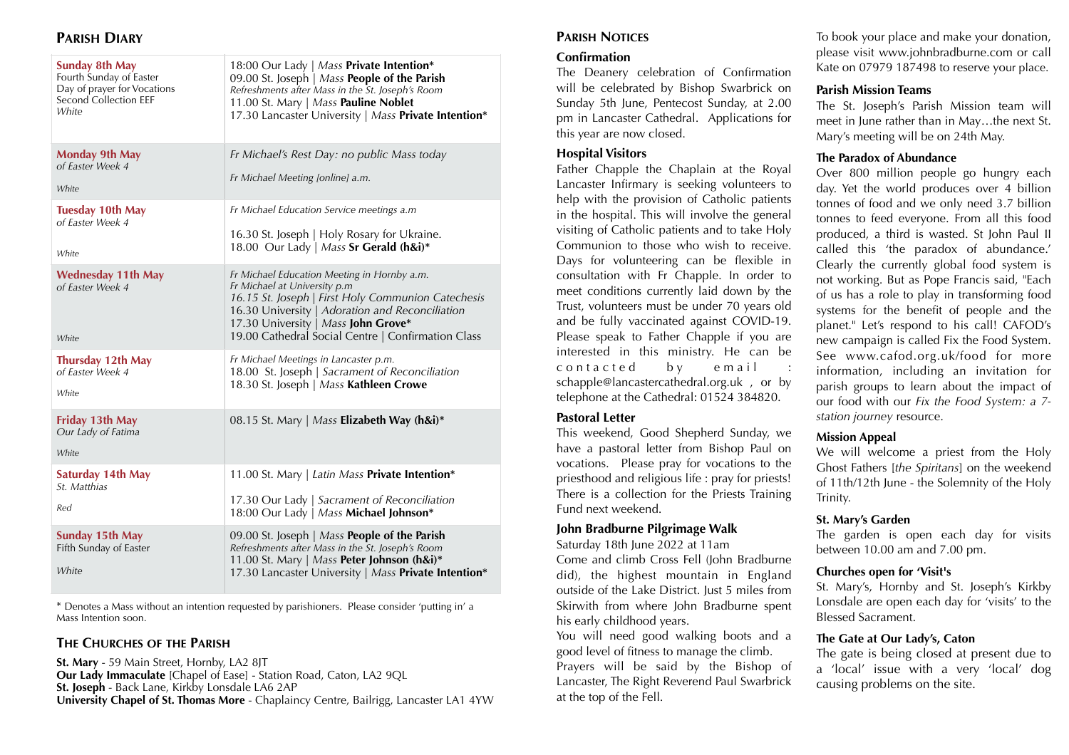## Parish Diary

| | |
|---|---|
| **Sunday 8th May**<br>Fourth Sunday of Easter<br>Day of prayer for Vocations<br>Second Collection EEF<br>*White* | 18:00 Our Lady \| *Mass* **Private Intention***<br>09.00 St. Joseph \| *Mass* **People of the Parish**<br>*Refreshments after Mass in the St. Joseph's Room*<br>11.00 St. Mary \| *Mass* **Pauline Noblet**<br>17.30 Lancaster University \| *Mass* **Private Intention*** |
| **Monday 9th May**<br>*of Easter Week 4*<br>*White* | *Fr Michael's Rest Day: no public Mass today*<br>*Fr Michael Meeting [online] a.m.* |
| **Tuesday 10th May**<br>*of Easter Week 4*<br>*White* | *Fr Michael Education Service meetings a.m*<br>16.30 St. Joseph \| Holy Rosary for Ukraine.<br>18.00 Our Lady \| *Mass* **Sr Gerald (h&i)*** |
| **Wednesday 11th May**<br>*of Easter Week 4*<br>*White* | *Fr Michael Education Meeting in Hornby a.m.*<br>*Fr Michael at University p.m*<br>*16.15 St. Joseph \| First Holy Communion Catechesis*<br>16.30 University \| *Adoration and Reconciliation*<br>17.30 University \| *Mass* **John Grove***<br>19.00 Cathedral Social Centre \| Confirmation Class |
| **Thursday 12th May**<br>*of Easter Week 4*<br>*White* | *Fr Michael Meetings in Lancaster p.m.*<br>18.00 St. Joseph \| *Sacrament of Reconciliation*<br>18.30 St. Joseph \| *Mass* **Kathleen Crowe** |
| **Friday 13th May**<br>*Our Lady of Fatima*<br>*White* | 08.15 St. Mary \| *Mass* **Elizabeth Way (h&i)*** |
| **Saturday 14th May**<br>*St. Matthias*<br>*Red* | 11.00 St. Mary \| *Latin Mass* **Private Intention***<br>17.30 Our Lady \| *Sacrament of Reconciliation*<br>18:00 Our Lady \| *Mass* **Michael Johnson*** |
| **Sunday 15th May**<br>Fifth Sunday of Easter<br>*White* | 09.00 St. Joseph \| *Mass* **People of the Parish**<br>*Refreshments after Mass in the St. Joseph's Room*<br>11.00 St. Mary \| *Mass* **Peter Johnson (h&i)***<br>17.30 Lancaster University \| *Mass* **Private Intention*** |

* Denotes a Mass without an intention requested by parishioners. Please consider 'putting in' a Mass Intention soon.

## The Churches of the Parish

**St. Mary** - 59 Main Street, Hornby, LA2 8JT
**Our Lady Immaculate** [Chapel of Ease] - Station Road, Caton, LA2 9QL
**St. Joseph** - Back Lane, Kirkby Lonsdale LA6 2AP
**University Chapel of St. Thomas More** - Chaplaincy Centre, Bailrigg, Lancaster LA1 4YW

## Parish Notices

### Confirmation

The Deanery celebration of Confirmation will be celebrated by Bishop Swarbrick on Sunday 5th June, Pentecost Sunday, at 2.00 pm in Lancaster Cathedral. Applications for this year are now closed.

### Hospital Visitors

Father Chapple the Chaplain at the Royal Lancaster Infirmary is seeking volunteers to help with the provision of Catholic patients in the hospital. This will involve the general visiting of Catholic patients and to take Holy Communion to those who wish to receive. Days for volunteering can be flexible in consultation with Fr Chapple. In order to meet conditions currently laid down by the Trust, volunteers must be under 70 years old and be fully vaccinated against COVID-19. Please speak to Father Chapple if you are interested in this ministry. He can be contacted by email : schapple@lancastercathedral.org.uk , or by telephone at the Cathedral: 01524 384820.

### Pastoral Letter

This weekend, Good Shepherd Sunday, we have a pastoral letter from Bishop Paul on vocations. Please pray for vocations to the priesthood and religious life : pray for priests! There is a collection for the Priests Training Fund next weekend.

### John Bradburne Pilgrimage Walk

Saturday 18th June 2022 at 11am

Come and climb Cross Fell (John Bradburne did), the highest mountain in England outside of the Lake District. Just 5 miles from Skirwith from where John Bradburne spent his early childhood years.

You will need good walking boots and a good level of fitness to manage the climb.

Prayers will be said by the Bishop of Lancaster, The Right Reverend Paul Swarbrick at the top of the Fell.

To book your place and make your donation, please visit www.johnbradburne.com or call Kate on 07979 187498 to reserve your place.

### Parish Mission Teams

The St. Joseph's Parish Mission team will meet in June rather than in May…the next St. Mary's meeting will be on 24th May.

### The Paradox of Abundance

Over 800 million people go hungry each day. Yet the world produces over 4 billion tonnes of food and we only need 3.7 billion tonnes to feed everyone. From all this food produced, a third is wasted. St John Paul II called this 'the paradox of abundance.' Clearly the currently global food system is not working. But as Pope Francis said, "Each of us has a role to play in transforming food systems for the benefit of people and the planet." Let's respond to his call! CAFOD's new campaign is called Fix the Food System. See www.cafod.org.uk/food for more information, including an invitation for parish groups to learn about the impact of our food with our *Fix the Food System: a 7-station journey* resource.

### Mission Appeal

We will welcome a priest from the Holy Ghost Fathers [*the Spiritans*] on the weekend of 11th/12th June - the Solemnity of the Holy Trinity.

### St. Mary's Garden

The garden is open each day for visits between 10.00 am and 7.00 pm.

### Churches open for 'Visit's

St. Mary's, Hornby and St. Joseph's Kirkby Lonsdale are open each day for 'visits' to the Blessed Sacrament.

### The Gate at Our Lady's, Caton

The gate is being closed at present due to a 'local' issue with a very 'local' dog causing problems on the site.